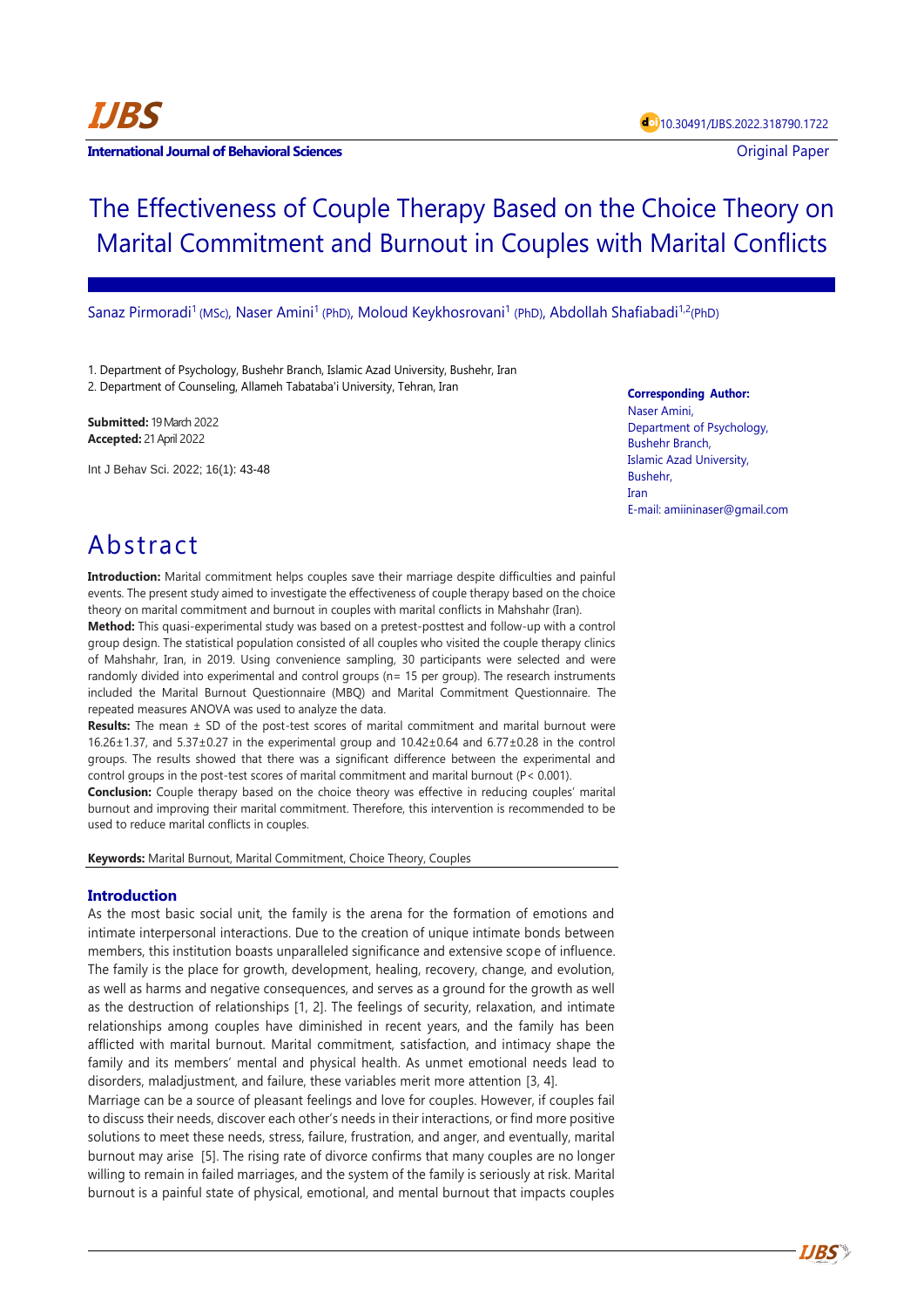IJBS

International Journal of Behavioral Sciences

10.30491/IJBS.2022.318790.1722

Original Paper

# The Effectiveness of Couple Therapy Based on the Choice Theory on Marital Commitment and Burnout in Couples with Marital Conflicts

Sanaz Pirmoradi[1] (MSc), Naser Amini[1] (PhD), Moloud Keykhosrovani[1] (PhD), Abdollah Shafiabadi[1,2](PhD)

1. Department of Psychology, Bushehr Branch, Islamic Azad University, Bushehr, Iran
2. Department of Counseling, Allameh Tabataba'i University, Tehran, Iran

**Submitted:** 19 March 2022
**Accepted:** 21 April 2022

Int J Behav Sci. 2022; 16(1): 43-48

**Corresponding Author:**
Naser Amini,
Department of Psychology,
Bushehr Branch,
Islamic Azad University,
Bushehr,
Iran
E-mail: amiininaser@gmail.com

## Abstract

**Introduction:** Marital commitment helps couples save their marriage despite difficulties and painful events. The present study aimed to investigate the effectiveness of couple therapy based on the choice theory on marital commitment and burnout in couples with marital conflicts in Mahshahr (Iran).

**Method:** This quasi-experimental study was based on a pretest-posttest and follow-up with a control group design. The statistical population consisted of all couples who visited the couple therapy clinics of Mahshahr, Iran, in 2019. Using convenience sampling, 30 participants were selected and were randomly divided into experimental and control groups (n= 15 per group). The research instruments included the Marital Burnout Questionnaire (MBQ) and Marital Commitment Questionnaire. The repeated measures ANOVA was used to analyze the data.

**Results:** The mean ± SD of the post-test scores of marital commitment and marital burnout were 16.26±1.37, and 5.37±0.27 in the experimental group and 10.42±0.64 and 6.77±0.28 in the control groups. The results showed that there was a significant difference between the experimental and control groups in the post-test scores of marital commitment and marital burnout (P< 0.001).

**Conclusion:** Couple therapy based on the choice theory was effective in reducing couples' marital burnout and improving their marital commitment. Therefore, this intervention is recommended to be used to reduce marital conflicts in couples.

**Keywords:** Marital Burnout, Marital Commitment, Choice Theory, Couples

## Introduction

As the most basic social unit, the family is the arena for the formation of emotions and intimate interpersonal interactions. Due to the creation of unique intimate bonds between members, this institution boasts unparalleled significance and extensive scope of influence. The family is the place for growth, development, healing, recovery, change, and evolution, as well as harms and negative consequences, and serves as a ground for the growth as well as the destruction of relationships [1, 2]. The feelings of security, relaxation, and intimate relationships among couples have diminished in recent years, and the family has been afflicted with marital burnout. Marital commitment, satisfaction, and intimacy shape the family and its members' mental and physical health. As unmet emotional needs lead to disorders, maladjustment, and failure, these variables merit more attention [3, 4].

Marriage can be a source of pleasant feelings and love for couples. However, if couples fail to discuss their needs, discover each other's needs in their interactions, or find more positive solutions to meet these needs, stress, failure, frustration, and anger, and eventually, marital burnout may arise [5]. The rising rate of divorce confirms that many couples are no longer willing to remain in failed marriages, and the system of the family is seriously at risk. Marital burnout is a painful state of physical, emotional, and mental burnout that impacts couples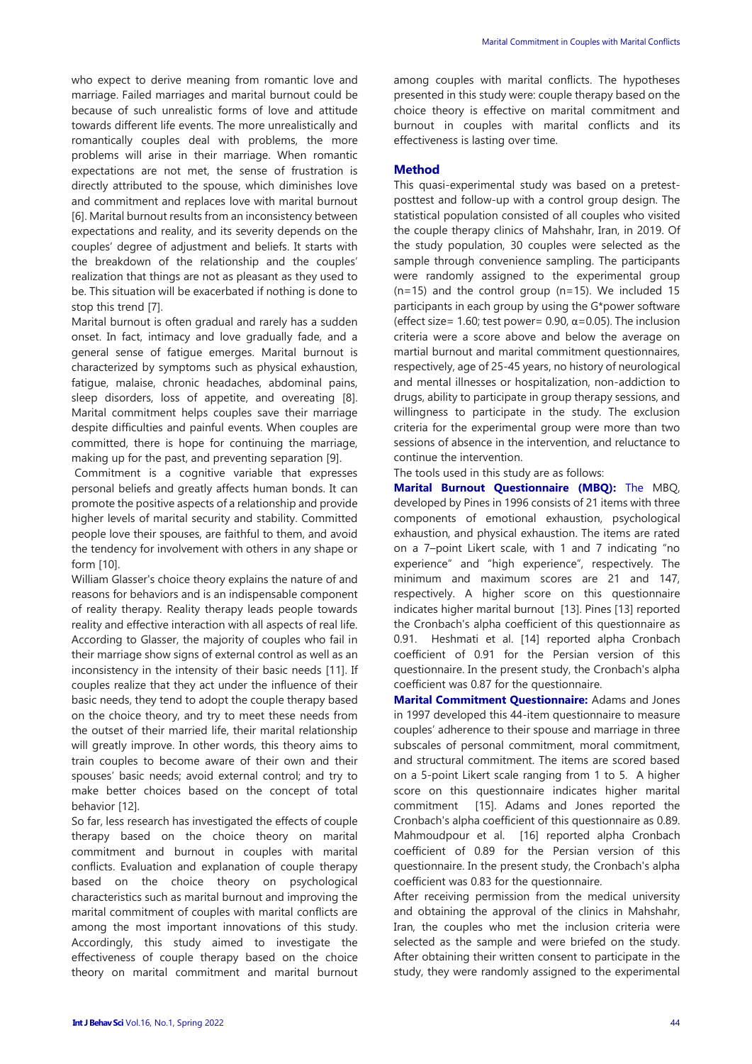who expect to derive meaning from romantic love and marriage. Failed marriages and marital burnout could be because of such unrealistic forms of love and attitude towards different life events. The more unrealistically and romantically couples deal with problems, the more problems will arise in their marriage. When romantic expectations are not met, the sense of frustration is directly attributed to the spouse, which diminishes love and commitment and replaces love with marital burnout [6]. Marital burnout results from an inconsistency between expectations and reality, and its severity depends on the couples' degree of adjustment and beliefs. It starts with the breakdown of the relationship and the couples' realization that things are not as pleasant as they used to be. This situation will be exacerbated if nothing is done to stop this trend [7].

Marital burnout is often gradual and rarely has a sudden onset. In fact, intimacy and love gradually fade, and a general sense of fatigue emerges. Marital burnout is characterized by symptoms such as physical exhaustion, fatigue, malaise, chronic headaches, abdominal pains, sleep disorders, loss of appetite, and overeating [8]. Marital commitment helps couples save their marriage despite difficulties and painful events. When couples are committed, there is hope for continuing the marriage, making up for the past, and preventing separation [9].

Commitment is a cognitive variable that expresses personal beliefs and greatly affects human bonds. It can promote the positive aspects of a relationship and provide higher levels of marital security and stability. Committed people love their spouses, are faithful to them, and avoid the tendency for involvement with others in any shape or form [10].

William Glasser's choice theory explains the nature of and reasons for behaviors and is an indispensable component of reality therapy. Reality therapy leads people towards reality and effective interaction with all aspects of real life. According to Glasser, the majority of couples who fail in their marriage show signs of external control as well as an inconsistency in the intensity of their basic needs [11]. If couples realize that they act under the influence of their basic needs, they tend to adopt the couple therapy based on the choice theory, and try to meet these needs from the outset of their married life, their marital relationship will greatly improve. In other words, this theory aims to train couples to become aware of their own and their spouses' basic needs; avoid external control; and try to make better choices based on the concept of total behavior [12].

So far, less research has investigated the effects of couple therapy based on the choice theory on marital commitment and burnout in couples with marital conflicts. Evaluation and explanation of couple therapy based on the choice theory on psychological characteristics such as marital burnout and improving the marital commitment of couples with marital conflicts are among the most important innovations of this study. Accordingly, this study aimed to investigate the effectiveness of couple therapy based on the choice theory on marital commitment and marital burnout among couples with marital conflicts. The hypotheses presented in this study were: couple therapy based on the choice theory is effective on marital commitment and burnout in couples with marital conflicts and its effectiveness is lasting over time.

## Method

This quasi-experimental study was based on a pretest-posttest and follow-up with a control group design. The statistical population consisted of all couples who visited the couple therapy clinics of Mahshahr, Iran, in 2019. Of the study population, 30 couples were selected as the sample through convenience sampling. The participants were randomly assigned to the experimental group (n=15) and the control group (n=15). We included 15 participants in each group by using the G*power software (effect size= 1.60; test power= 0.90, α=0.05). The inclusion criteria were a score above and below the average on martial burnout and marital commitment questionnaires, respectively, age of 25-45 years, no history of neurological and mental illnesses or hospitalization, non-addiction to drugs, ability to participate in group therapy sessions, and willingness to participate in the study. The exclusion criteria for the experimental group were more than two sessions of absence in the intervention, and reluctance to continue the intervention.

The tools used in this study are as follows:

**Marital Burnout Questionnaire (MBQ):** The MBQ, developed by Pines in 1996 consists of 21 items with three components of emotional exhaustion, psychological exhaustion, and physical exhaustion. The items are rated on a 7–point Likert scale, with 1 and 7 indicating "no experience" and "high experience", respectively. The minimum and maximum scores are 21 and 147, respectively. A higher score on this questionnaire indicates higher marital burnout [13]. Pines [13] reported the Cronbach's alpha coefficient of this questionnaire as 0.91. Heshmati et al. [14] reported alpha Cronbach coefficient of 0.91 for the Persian version of this questionnaire. In the present study, the Cronbach's alpha coefficient was 0.87 for the questionnaire.

**Marital Commitment Questionnaire:** Adams and Jones in 1997 developed this 44-item questionnaire to measure couples' adherence to their spouse and marriage in three subscales of personal commitment, moral commitment, and structural commitment. The items are scored based on a 5-point Likert scale ranging from 1 to 5. A higher score on this questionnaire indicates higher marital commitment [15]. Adams and Jones reported the Cronbach's alpha coefficient of this questionnaire as 0.89. Mahmoudpour et al. [16] reported alpha Cronbach coefficient of 0.89 for the Persian version of this questionnaire. In the present study, the Cronbach's alpha coefficient was 0.83 for the questionnaire.

After receiving permission from the medical university and obtaining the approval of the clinics in Mahshahr, Iran, the couples who met the inclusion criteria were selected as the sample and were briefed on the study. After obtaining their written consent to participate in the study, they were randomly assigned to the experimental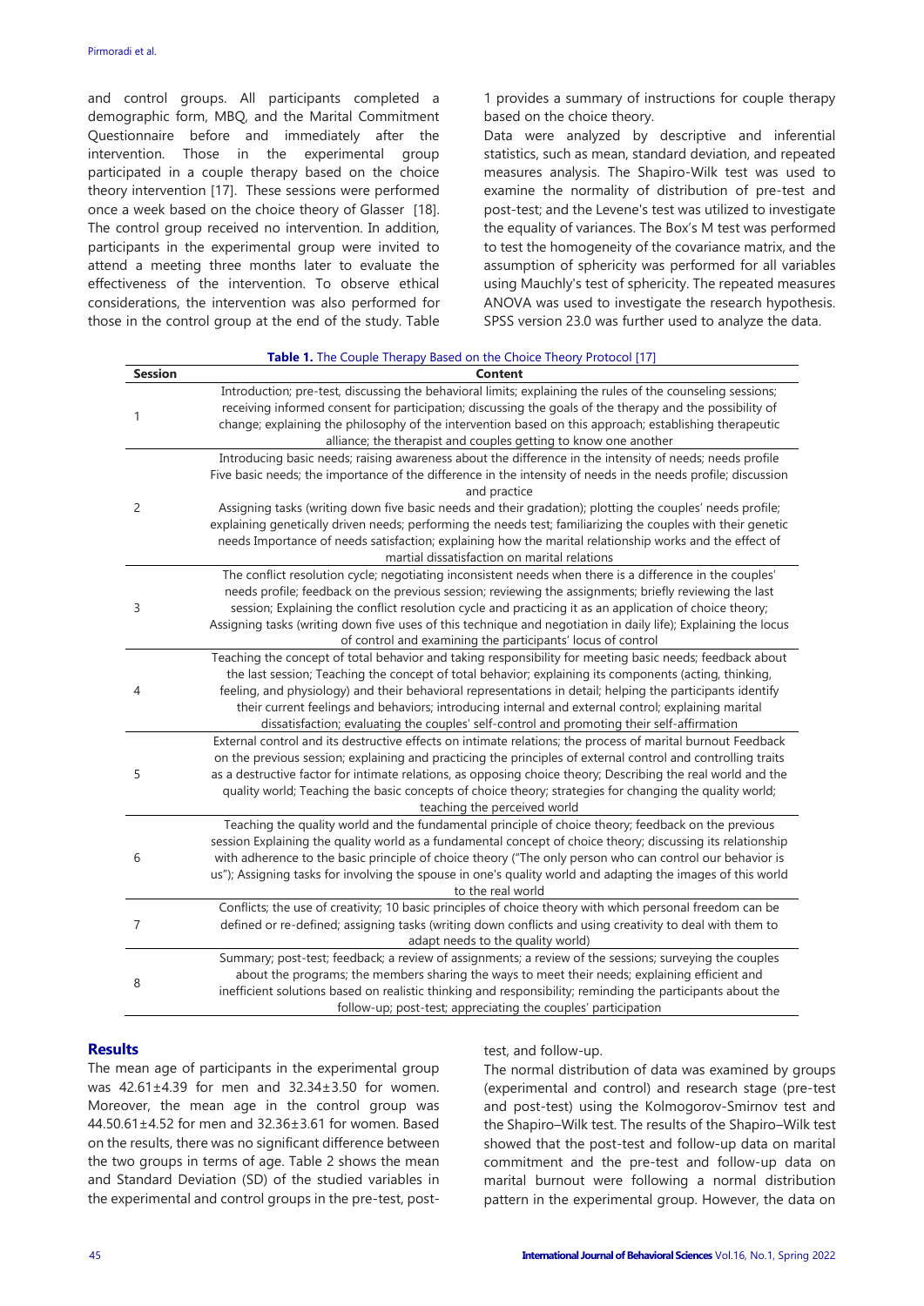and control groups. All participants completed a demographic form, MBQ, and the Marital Commitment Questionnaire before and immediately after the intervention. Those in the experimental group participated in a couple therapy based on the choice theory intervention [17]. These sessions were performed once a week based on the choice theory of Glasser [18]. The control group received no intervention. In addition, participants in the experimental group were invited to attend a meeting three months later to evaluate the effectiveness of the intervention. To observe ethical considerations, the intervention was also performed for those in the control group at the end of the study. Table 1 provides a summary of instructions for couple therapy based on the choice theory.

Data were analyzed by descriptive and inferential statistics, such as mean, standard deviation, and repeated measures analysis. The Shapiro-Wilk test was used to examine the normality of distribution of pre-test and post-test; and the Levene's test was utilized to investigate the equality of variances. The Box's M test was performed to test the homogeneity of the covariance matrix, and the assumption of sphericity was performed for all variables using Mauchly's test of sphericity. The repeated measures ANOVA was used to investigate the research hypothesis. SPSS version 23.0 was further used to analyze the data.

**Table 1.** The Couple Therapy Based on the Choice Theory Protocol [17]

| Session | Content |
|---|---|
| 1 | Introduction; pre-test, discussing the behavioral limits; explaining the rules of the counseling sessions; receiving informed consent for participation; discussing the goals of the therapy and the possibility of change; explaining the philosophy of the intervention based on this approach; establishing therapeutic alliance; the therapist and couples getting to know one another |
| 2 | Introducing basic needs; raising awareness about the difference in the intensity of needs; needs profile Five basic needs; the importance of the difference in the intensity of needs in the needs profile; discussion and practice Assigning tasks (writing down five basic needs and their gradation); plotting the couples' needs profile; explaining genetically driven needs; performing the needs test; familiarizing the couples with their genetic needs Importance of needs satisfaction; explaining how the marital relationship works and the effect of martial dissatisfaction on marital relations |
| 3 | The conflict resolution cycle; negotiating inconsistent needs when there is a difference in the couples' needs profile; feedback on the previous session; reviewing the assignments; briefly reviewing the last session; Explaining the conflict resolution cycle and practicing it as an application of choice theory; Assigning tasks (writing down five uses of this technique and negotiation in daily life); Explaining the locus of control and examining the participants' locus of control |
| 4 | Teaching the concept of total behavior and taking responsibility for meeting basic needs; feedback about the last session; Teaching the concept of total behavior; explaining its components (acting, thinking, feeling, and physiology) and their behavioral representations in detail; helping the participants identify their current feelings and behaviors; introducing internal and external control; explaining marital dissatisfaction; evaluating the couples' self-control and promoting their self-affirmation |
| 5 | External control and its destructive effects on intimate relations; the process of marital burnout Feedback on the previous session; explaining and practicing the principles of external control and controlling traits as a destructive factor for intimate relations, as opposing choice theory; Describing the real world and the quality world; Teaching the basic concepts of choice theory; strategies for changing the quality world; teaching the perceived world |
| 6 | Teaching the quality world and the fundamental principle of choice theory; feedback on the previous session Explaining the quality world as a fundamental concept of choice theory; discussing its relationship with adherence to the basic principle of choice theory ("The only person who can control our behavior is us"); Assigning tasks for involving the spouse in one's quality world and adapting the images of this world to the real world |
| 7 | Conflicts; the use of creativity; 10 basic principles of choice theory with which personal freedom can be defined or re-defined; assigning tasks (writing down conflicts and using creativity to deal with them to adapt needs to the quality world) |
| 8 | Summary; post-test; feedback; a review of assignments; a review of the sessions; surveying the couples about the programs; the members sharing the ways to meet their needs; explaining efficient and inefficient solutions based on realistic thinking and responsibility; reminding the participants about the follow-up; post-test; appreciating the couples' participation |

## Results

The mean age of participants in the experimental group was 42.61±4.39 for men and 32.34±3.50 for women. Moreover, the mean age in the control group was 44.50.61±4.52 for men and 32.36±3.61 for women. Based on the results, there was no significant difference between the two groups in terms of age. Table 2 shows the mean and Standard Deviation (SD) of the studied variables in the experimental and control groups in the pre-test, post-test, and follow-up.

The normal distribution of data was examined by groups (experimental and control) and research stage (pre-test and post-test) using the Kolmogorov-Smirnov test and the Shapiro–Wilk test. The results of the Shapiro–Wilk test showed that the post-test and follow-up data on marital commitment and the pre-test and follow-up data on marital burnout were following a normal distribution pattern in the experimental group. However, the data on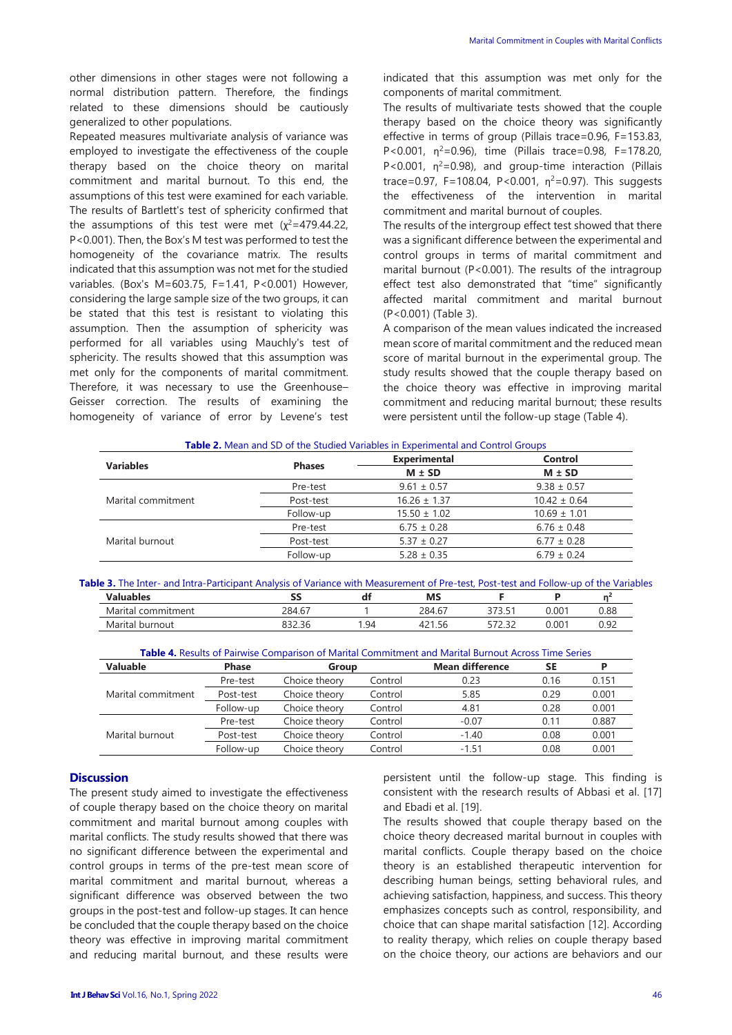other dimensions in other stages were not following a normal distribution pattern. Therefore, the findings related to these dimensions should be cautiously generalized to other populations.

Repeated measures multivariate analysis of variance was employed to investigate the effectiveness of the couple therapy based on the choice theory on marital commitment and marital burnout. To this end, the assumptions of this test were examined for each variable. The results of Bartlett's test of sphericity confirmed that the assumptions of this test were met ($\chi^2$=479.44.22, P<0.001). Then, the Box's M test was performed to test the homogeneity of the covariance matrix. The results indicated that this assumption was not met for the studied variables. (Box's M=603.75, F=1.41, P<0.001) However, considering the large sample size of the two groups, it can be stated that this test is resistant to violating this assumption. Then the assumption of sphericity was performed for all variables using Mauchly's test of sphericity. The results showed that this assumption was met only for the components of marital commitment. Therefore, it was necessary to use the Greenhouse–Geisser correction. The results of examining the homogeneity of variance of error by Levene's test indicated that this assumption was met only for the components of marital commitment.

The results of multivariate tests showed that the couple therapy based on the choice theory was significantly effective in terms of group (Pillais trace=0.96, F=153.83, P<0.001, $\eta^2$=0.96), time (Pillais trace=0.98, F=178.20, P<0.001, $\eta^2$=0.98), and group-time interaction (Pillais trace=0.97, F=108.04, P<0.001, $\eta^2$=0.97). This suggests the effectiveness of the intervention in marital commitment and marital burnout of couples.

The results of the intergroup effect test showed that there was a significant difference between the experimental and control groups in terms of marital commitment and marital burnout (P<0.001). The results of the intragroup effect test also demonstrated that "time" significantly affected marital commitment and marital burnout (P<0.001) (Table 3).

A comparison of the mean values indicated the increased mean score of marital commitment and the reduced mean score of marital burnout in the experimental group. The study results showed that the couple therapy based on the choice theory was effective in improving marital commitment and reducing marital burnout; these results were persistent until the follow-up stage (Table 4).

**Table 2.** Mean and SD of the Studied Variables in Experimental and Control Groups

| Variables | Phases | Experimental | Control |
|---|---|---|---|
| | | M ± SD | M ± SD |
| Marital commitment | Pre-test | 9.61 ± 0.57 | 9.38 ± 0.57 |
| | Post-test | 16.26 ± 1.37 | 10.42 ± 0.64 |
| | Follow-up | 15.50 ± 1.02 | 10.69 ± 1.01 |
| Marital burnout | Pre-test | 6.75 ± 0.28 | 6.76 ± 0.48 |
| | Post-test | 5.37 ± 0.27 | 6.77 ± 0.28 |
| | Follow-up | 5.28 ± 0.35 | 6.79 ± 0.24 |

**Table 3.** The Inter- and Intra-Participant Analysis of Variance with Measurement of Pre-test, Post-test and Follow-up of the Variables

| Valuables | SS | df | MS | F | P | $\eta^2$ |
|---|---|---|---|---|---|---|
| Marital commitment | 284.67 | 1 | 284.67 | 373.51 | 0.001 | 0.88 |
| Marital burnout | 832.36 | 1.94 | 421.56 | 572.32 | 0.001 | 0.92 |

**Table 4.** Results of Pairwise Comparison of Marital Commitment and Marital Burnout Across Time Series

| Valuable | Phase | Group | | Mean difference | SE | P |
|---|---|---|---|---|---|---|
| Marital commitment | Pre-test | Choice theory | Control | 0.23 | 0.16 | 0.151 |
| | Post-test | Choice theory | Control | 5.85 | 0.29 | 0.001 |
| | Follow-up | Choice theory | Control | 4.81 | 0.28 | 0.001 |
| Marital burnout | Pre-test | Choice theory | Control | -0.07 | 0.11 | 0.887 |
| | Post-test | Choice theory | Control | -1.40 | 0.08 | 0.001 |
| | Follow-up | Choice theory | Control | -1.51 | 0.08 | 0.001 |

## Discussion

The present study aimed to investigate the effectiveness of couple therapy based on the choice theory on marital commitment and marital burnout among couples with marital conflicts. The study results showed that there was no significant difference between the experimental and control groups in terms of the pre-test mean score of marital commitment and marital burnout, whereas a significant difference was observed between the two groups in the post-test and follow-up stages. It can hence be concluded that the couple therapy based on the choice theory was effective in improving marital commitment and reducing marital burnout, and these results were persistent until the follow-up stage. This finding is consistent with the research results of Abbasi et al. [17] and Ebadi et al. [19].

The results showed that couple therapy based on the choice theory decreased marital burnout in couples with marital conflicts. Couple therapy based on the choice theory is an established therapeutic intervention for describing human beings, setting behavioral rules, and achieving satisfaction, happiness, and success. This theory emphasizes concepts such as control, responsibility, and choice that can shape marital satisfaction [12]. According to reality therapy, which relies on couple therapy based on the choice theory, our actions are behaviors and our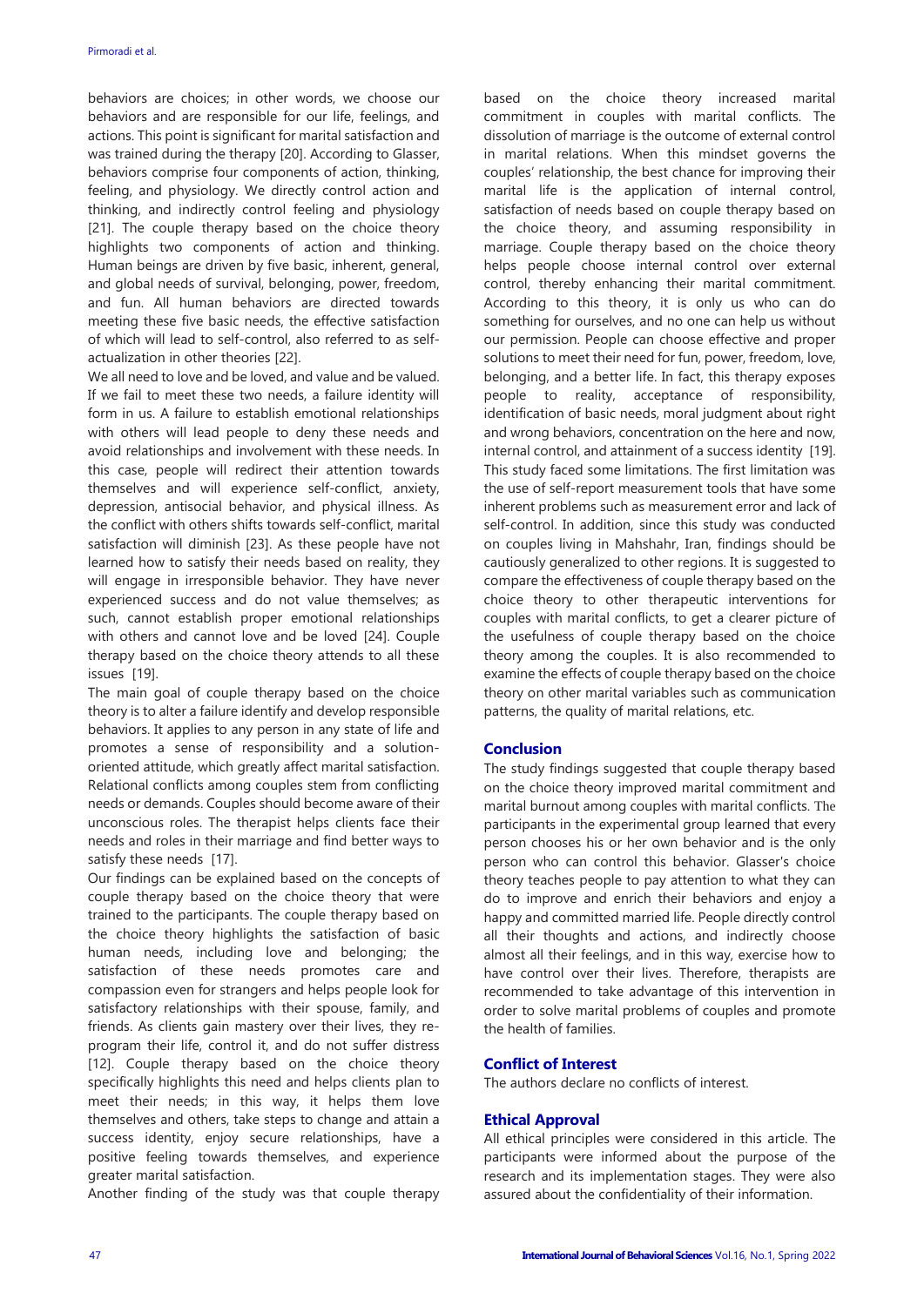behaviors are choices; in other words, we choose our behaviors and are responsible for our life, feelings, and actions. This point is significant for marital satisfaction and was trained during the therapy [20]. According to Glasser, behaviors comprise four components of action, thinking, feeling, and physiology. We directly control action and thinking, and indirectly control feeling and physiology [21]. The couple therapy based on the choice theory highlights two components of action and thinking. Human beings are driven by five basic, inherent, general, and global needs of survival, belonging, power, freedom, and fun. All human behaviors are directed towards meeting these five basic needs, the effective satisfaction of which will lead to self-control, also referred to as self-actualization in other theories [22].

We all need to love and be loved, and value and be valued. If we fail to meet these two needs, a failure identity will form in us. A failure to establish emotional relationships with others will lead people to deny these needs and avoid relationships and involvement with these needs. In this case, people will redirect their attention towards themselves and will experience self-conflict, anxiety, depression, antisocial behavior, and physical illness. As the conflict with others shifts towards self-conflict, marital satisfaction will diminish [23]. As these people have not learned how to satisfy their needs based on reality, they will engage in irresponsible behavior. They have never experienced success and do not value themselves; as such, cannot establish proper emotional relationships with others and cannot love and be loved [24]. Couple therapy based on the choice theory attends to all these issues [19].

The main goal of couple therapy based on the choice theory is to alter a failure identify and develop responsible behaviors. It applies to any person in any state of life and promotes a sense of responsibility and a solution-oriented attitude, which greatly affect marital satisfaction. Relational conflicts among couples stem from conflicting needs or demands. Couples should become aware of their unconscious roles. The therapist helps clients face their needs and roles in their marriage and find better ways to satisfy these needs [17].

Our findings can be explained based on the concepts of couple therapy based on the choice theory that were trained to the participants. The couple therapy based on the choice theory highlights the satisfaction of basic human needs, including love and belonging; the satisfaction of these needs promotes care and compassion even for strangers and helps people look for satisfactory relationships with their spouse, family, and friends. As clients gain mastery over their lives, they re-program their life, control it, and do not suffer distress [12]. Couple therapy based on the choice theory specifically highlights this need and helps clients plan to meet their needs; in this way, it helps them love themselves and others, take steps to change and attain a success identity, enjoy secure relationships, have a positive feeling towards themselves, and experience greater marital satisfaction.

Another finding of the study was that couple therapy based on the choice theory increased marital commitment in couples with marital conflicts. The dissolution of marriage is the outcome of external control in marital relations. When this mindset governs the couples' relationship, the best chance for improving their marital life is the application of internal control, satisfaction of needs based on couple therapy based on the choice theory, and assuming responsibility in marriage. Couple therapy based on the choice theory helps people choose internal control over external control, thereby enhancing their marital commitment. According to this theory, it is only us who can do something for ourselves, and no one can help us without our permission. People can choose effective and proper solutions to meet their need for fun, power, freedom, love, belonging, and a better life. In fact, this therapy exposes people to reality, acceptance of responsibility, identification of basic needs, moral judgment about right and wrong behaviors, concentration on the here and now, internal control, and attainment of a success identity [19]. This study faced some limitations. The first limitation was the use of self-report measurement tools that have some inherent problems such as measurement error and lack of self-control. In addition, since this study was conducted on couples living in Mahshahr, Iran, findings should be cautiously generalized to other regions. It is suggested to compare the effectiveness of couple therapy based on the choice theory to other therapeutic interventions for couples with marital conflicts, to get a clearer picture of the usefulness of couple therapy based on the choice theory among the couples. It is also recommended to examine the effects of couple therapy based on the choice theory on other marital variables such as communication patterns, the quality of marital relations, etc.

## Conclusion

The study findings suggested that couple therapy based on the choice theory improved marital commitment and marital burnout among couples with marital conflicts. The participants in the experimental group learned that every person chooses his or her own behavior and is the only person who can control this behavior. Glasser's choice theory teaches people to pay attention to what they can do to improve and enrich their behaviors and enjoy a happy and committed married life. People directly control all their thoughts and actions, and indirectly choose almost all their feelings, and in this way, exercise how to have control over their lives. Therefore, therapists are recommended to take advantage of this intervention in order to solve marital problems of couples and promote the health of families.

## Conflict of Interest

The authors declare no conflicts of interest.

## Ethical Approval

All ethical principles were considered in this article. The participants were informed about the purpose of the research and its implementation stages. They were also assured about the confidentiality of their information.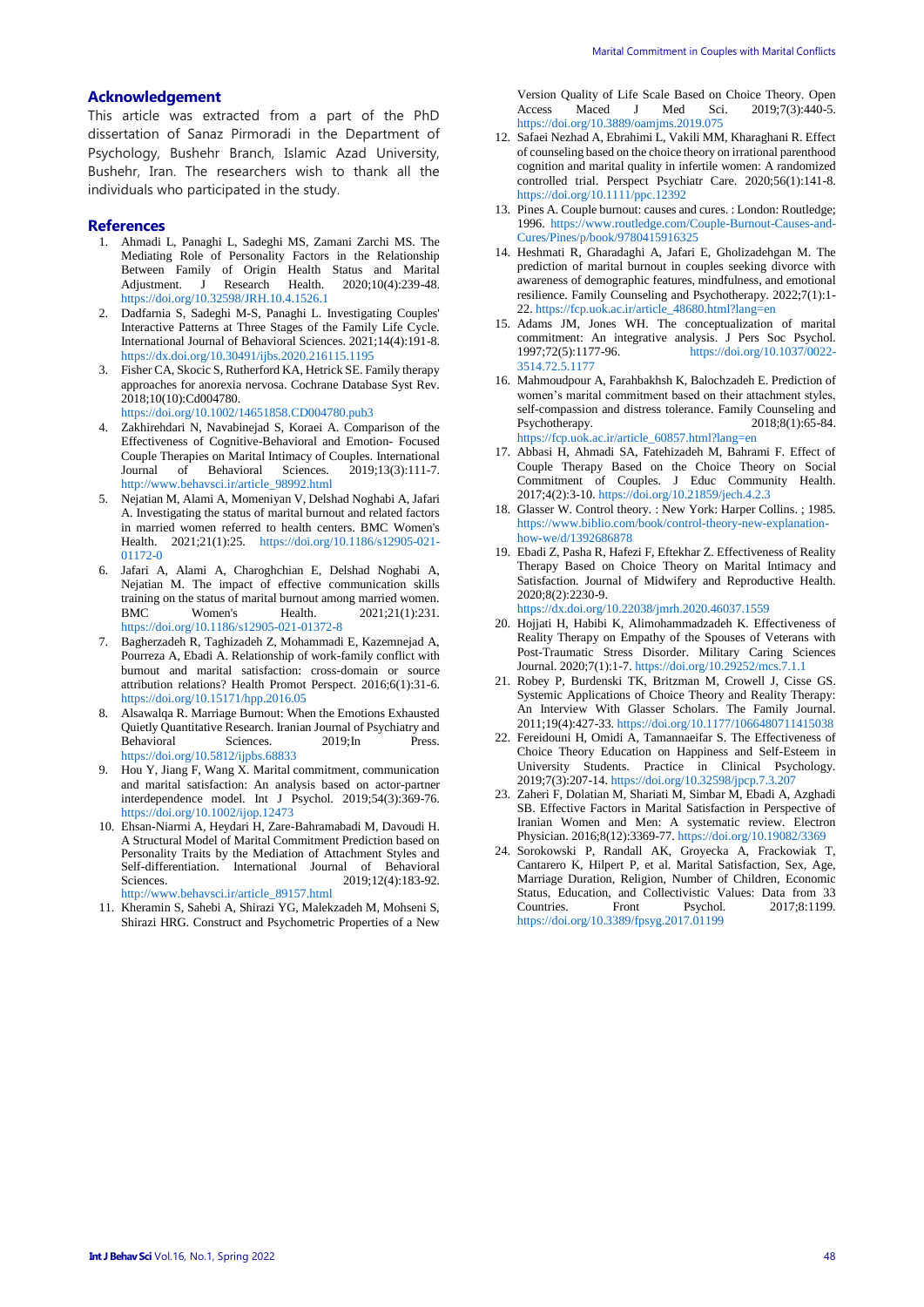## Acknowledgement

This article was extracted from a part of the PhD dissertation of Sanaz Pirmoradi in the Department of Psychology, Bushehr Branch, Islamic Azad University, Bushehr, Iran. The researchers wish to thank all the individuals who participated in the study.

## References

1. Ahmadi L, Panaghi L, Sadeghi MS, Zamani Zarchi MS. The Mediating Role of Personality Factors in the Relationship Between Family of Origin Health Status and Marital Adjustment. J Research Health. 2020;10(4):239-48. https://doi.org/10.32598/JRH.10.4.1526.1
2. Dadfarnia S, Sadeghi M-S, Panaghi L. Investigating Couples' Interactive Patterns at Three Stages of the Family Life Cycle. International Journal of Behavioral Sciences. 2021;14(4):191-8. https://dx.doi.org/10.30491/ijbs.2020.216115.1195
3. Fisher CA, Skocic S, Rutherford KA, Hetrick SE. Family therapy approaches for anorexia nervosa. Cochrane Database Syst Rev. 2018;10(10):Cd004780. https://doi.org/10.1002/14651858.CD004780.pub3
4. Zakhirehdari N, Navabinejad S, Koraei A. Comparison of the Effectiveness of Cognitive-Behavioral and Emotion- Focused Couple Therapies on Marital Intimacy of Couples. International Journal of Behavioral Sciences. 2019;13(3):111-7. http://www.behavsci.ir/article_98992.html
5. Nejatian M, Alami A, Momeniyan V, Delshad Noghabi A, Jafari A. Investigating the status of marital burnout and related factors in married women referred to health centers. BMC Women's Health. 2021;21(1):25. https://doi.org/10.1186/s12905-021-01172-0
6. Jafari A, Alami A, Charoghchian E, Delshad Noghabi A, Nejatian M. The impact of effective communication skills training on the status of marital burnout among married women. BMC Women's Health. 2021;21(1):231. https://doi.org/10.1186/s12905-021-01372-8
7. Bagherzadeh R, Taghizadeh Z, Mohammadi E, Kazemnejad A, Pourreza A, Ebadi A. Relationship of work-family conflict with burnout and marital satisfaction: cross-domain or source attribution relations? Health Promot Perspect. 2016;6(1):31-6. https://doi.org/10.15171/hpp.2016.05
8. Alsawalqa R. Marriage Burnout: When the Emotions Exhausted Quietly Quantitative Research. Iranian Journal of Psychiatry and Behavioral Sciences. 2019;In Press. https://doi.org/10.5812/ijpbs.68833
9. Hou Y, Jiang F, Wang X. Marital commitment, communication and marital satisfaction: An analysis based on actor-partner interdependence model. Int J Psychol. 2019;54(3):369-76. https://doi.org/10.1002/ijop.12473
10. Ehsan-Niarmi A, Heydari H, Zare-Bahramabadi M, Davoudi H. A Structural Model of Marital Commitment Prediction based on Personality Traits by the Mediation of Attachment Styles and Self-differentiation. International Journal of Behavioral Sciences. 2019;12(4):183-92. http://www.behavsci.ir/article_89157.html
11. Kheramin S, Sahebi A, Shirazi YG, Malekzadeh M, Mohseni S, Shirazi HRG. Construct and Psychometric Properties of a New Version Quality of Life Scale Based on Choice Theory. Open Access Maced J Med Sci. 2019;7(3):440-5. https://doi.org/10.3889/oamjms.2019.075
12. Safaei Nezhad A, Ebrahimi L, Vakili MM, Kharaghani R. Effect of counseling based on the choice theory on irrational parenthood cognition and marital quality in infertile women: A randomized controlled trial. Perspect Psychiatr Care. 2020;56(1):141-8. https://doi.org/10.1111/ppc.12392
13. Pines A. Couple burnout: causes and cures. : London: Routledge; 1996. https://www.routledge.com/Couple-Burnout-Causes-and-Cures/Pines/p/book/9780415916325
14. Heshmati R, Gharadaghi A, Jafari E, Gholizadehgan M. The prediction of marital burnout in couples seeking divorce with awareness of demographic features, mindfulness, and emotional resilience. Family Counseling and Psychotherapy. 2022;7(1):1-22. https://fcp.uok.ac.ir/article_48680.html?lang=en
15. Adams JM, Jones WH. The conceptualization of marital commitment: An integrative analysis. J Pers Soc Psychol. 1997;72(5):1177-96. https://doi.org/10.1037/0022-3514.72.5.1177
16. Mahmoudpour A, Farahbakhsh K, Balochzadeh E. Prediction of women's marital commitment based on their attachment styles, self-compassion and distress tolerance. Family Counseling and Psychotherapy. 2018;8(1):65-84. https://fcp.uok.ac.ir/article_60857.html?lang=en
17. Abbasi H, Ahmadi SA, Fatehizadeh M, Bahrami F. Effect of Couple Therapy Based on the Choice Theory on Social Commitment of Couples. J Educ Community Health. 2017;4(2):3-10. https://doi.org/10.21859/jech.4.2.3
18. Glasser W. Control theory. : New York: Harper Collins. ; 1985. https://www.biblio.com/book/control-theory-new-explanation-how-we/d/1392686878
19. Ebadi Z, Pasha R, Hafezi F, Eftekhar Z. Effectiveness of Reality Therapy Based on Choice Theory on Marital Intimacy and Satisfaction. Journal of Midwifery and Reproductive Health. 2020;8(2):2230-9. https://dx.doi.org/10.22038/jmrh.2020.46037.1559
20. Hojjati H, Habibi K, Alimohammadzadeh K. Effectiveness of Reality Therapy on Empathy of the Spouses of Veterans with Post-Traumatic Stress Disorder. Military Caring Sciences Journal. 2020;7(1):1-7. https://doi.org/10.29252/mcs.7.1.1
21. Robey P, Burdenski TK, Britzman M, Crowell J, Cisse GS. Systemic Applications of Choice Theory and Reality Therapy: An Interview With Glasser Scholars. The Family Journal. 2011;19(4):427-33. https://doi.org/10.1177/1066480711415038
22. Fereidouni H, Omidi A, Tamannaeifar S. The Effectiveness of Choice Theory Education on Happiness and Self-Esteem in University Students. Practice in Clinical Psychology. 2019;7(3):207-14. https://doi.org/10.32598/jpcp.7.3.207
23. Zaheri F, Dolatian M, Shariati M, Simbar M, Ebadi A, Azghadi SB. Effective Factors in Marital Satisfaction in Perspective of Iranian Women and Men: A systematic review. Electron Physician. 2016;8(12):3369-77. https://doi.org/10.19082/3369
24. Sorokowski P, Randall AK, Groyecka A, Frackowiak T, Cantarero K, Hilpert P, et al. Marital Satisfaction, Sex, Age, Marriage Duration, Religion, Number of Children, Economic Status, Education, and Collectivistic Values: Data from 33 Countries. Front Psychol. 2017;8:1199. https://doi.org/10.3389/fpsyg.2017.01199